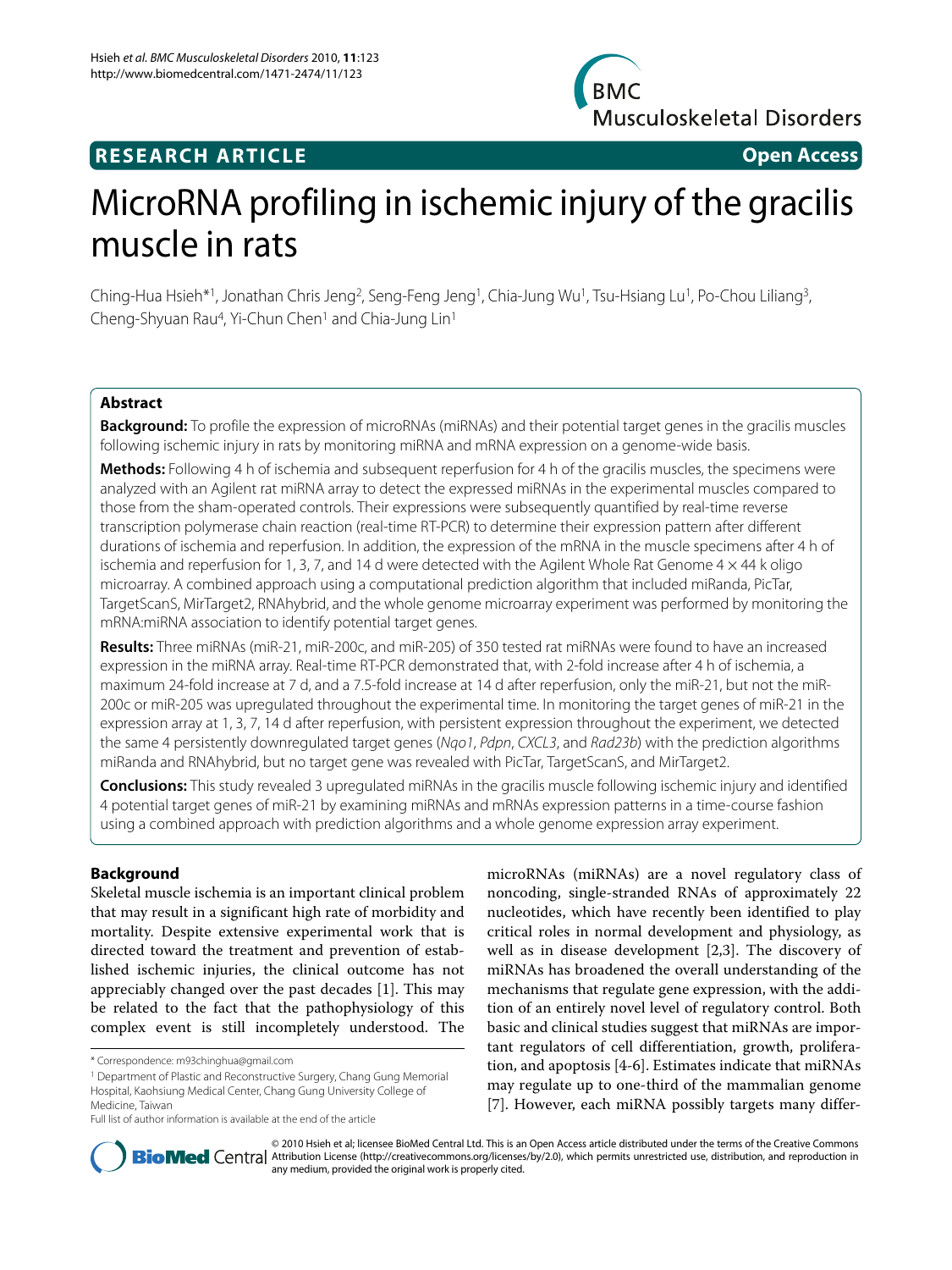**RESEARCH ARTICLE** **Open Access**

# MicroRNA profiling in ischemic injury of the gracilis muscle in rats

Ching-Hua Hsieh*[1], Jonathan Chris Jeng[2], Seng-Feng Jeng[1], Chia-Jung Wu[1], Tsu-Hsiang Lu[1], Po-Chou Liliang[3], Cheng-Shyuan Rau[4], Yi-Chun Chen[1] and Chia-Jung Lin[1]

## Abstract

**Background:** To profile the expression of microRNAs (miRNAs) and their potential target genes in the gracilis muscles following ischemic injury in rats by monitoring miRNA and mRNA expression on a genome-wide basis.

**Methods:** Following 4 h of ischemia and subsequent reperfusion for 4 h of the gracilis muscles, the specimens were analyzed with an Agilent rat miRNA array to detect the expressed miRNAs in the experimental muscles compared to those from the sham-operated controls. Their expressions were subsequently quantified by real-time reverse transcription polymerase chain reaction (real-time RT-PCR) to determine their expression pattern after different durations of ischemia and reperfusion. In addition, the expression of the mRNA in the muscle specimens after 4 h of ischemia and reperfusion for 1, 3, 7, and 14 d were detected with the Agilent Whole Rat Genome 4 × 44 k oligo microarray. A combined approach using a computational prediction algorithm that included miRanda, PicTar, TargetScanS, MirTarget2, RNAhybrid, and the whole genome microarray experiment was performed by monitoring the mRNA:miRNA association to identify potential target genes.

**Results:** Three miRNAs (miR-21, miR-200c, and miR-205) of 350 tested rat miRNAs were found to have an increased expression in the miRNA array. Real-time RT-PCR demonstrated that, with 2-fold increase after 4 h of ischemia, a maximum 24-fold increase at 7 d, and a 7.5-fold increase at 14 d after reperfusion, only the miR-21, but not the miR-200c or miR-205 was upregulated throughout the experimental time. In monitoring the target genes of miR-21 in the expression array at 1, 3, 7, 14 d after reperfusion, with persistent expression throughout the experiment, we detected the same 4 persistently downregulated target genes (*Nqo1*, *Pdpn*, *CXCL3*, and *Rad23b*) with the prediction algorithms miRanda and RNAhybrid, but no target gene was revealed with PicTar, TargetScanS, and MirTarget2.

**Conclusions:** This study revealed 3 upregulated miRNAs in the gracilis muscle following ischemic injury and identified 4 potential target genes of miR-21 by examining miRNAs and mRNAs expression patterns in a time-course fashion using a combined approach with prediction algorithms and a whole genome expression array experiment.

## Background

Skeletal muscle ischemia is an important clinical problem that may result in a significant high rate of morbidity and mortality. Despite extensive experimental work that is directed toward the treatment and prevention of established ischemic injuries, the clinical outcome has not appreciably changed over the past decades [1]. This may be related to the fact that the pathophysiology of this complex event is still incompletely understood. The microRNAs (miRNAs) are a novel regulatory class of noncoding, single-stranded RNAs of approximately 22 nucleotides, which have recently been identified to play critical roles in normal development and physiology, as well as in disease development [2,3]. The discovery of miRNAs has broadened the overall understanding of the mechanisms that regulate gene expression, with the addition of an entirely novel level of regulatory control. Both basic and clinical studies suggest that miRNAs are important regulators of cell differentiation, growth, proliferation, and apoptosis [4-6]. Estimates indicate that miRNAs may regulate up to one-third of the mammalian genome [7]. However, each miRNA possibly targets many differ-

\* Correspondence: m93chinghua@gmail.com

[1] Department of Plastic and Reconstructive Surgery, Chang Gung Memorial Hospital, Kaohsiung Medical Center, Chang Gung University College of Medicine, Taiwan

Full list of author information is available at the end of the article

© 2010 Hsieh et al; licensee BioMed Central Ltd. This is an Open Access article distributed under the terms of the Creative Commons Attribution License (http://creativecommons.org/licenses/by/2.0), which permits unrestricted use, distribution, and reproduction in any medium, provided the original work is properly cited.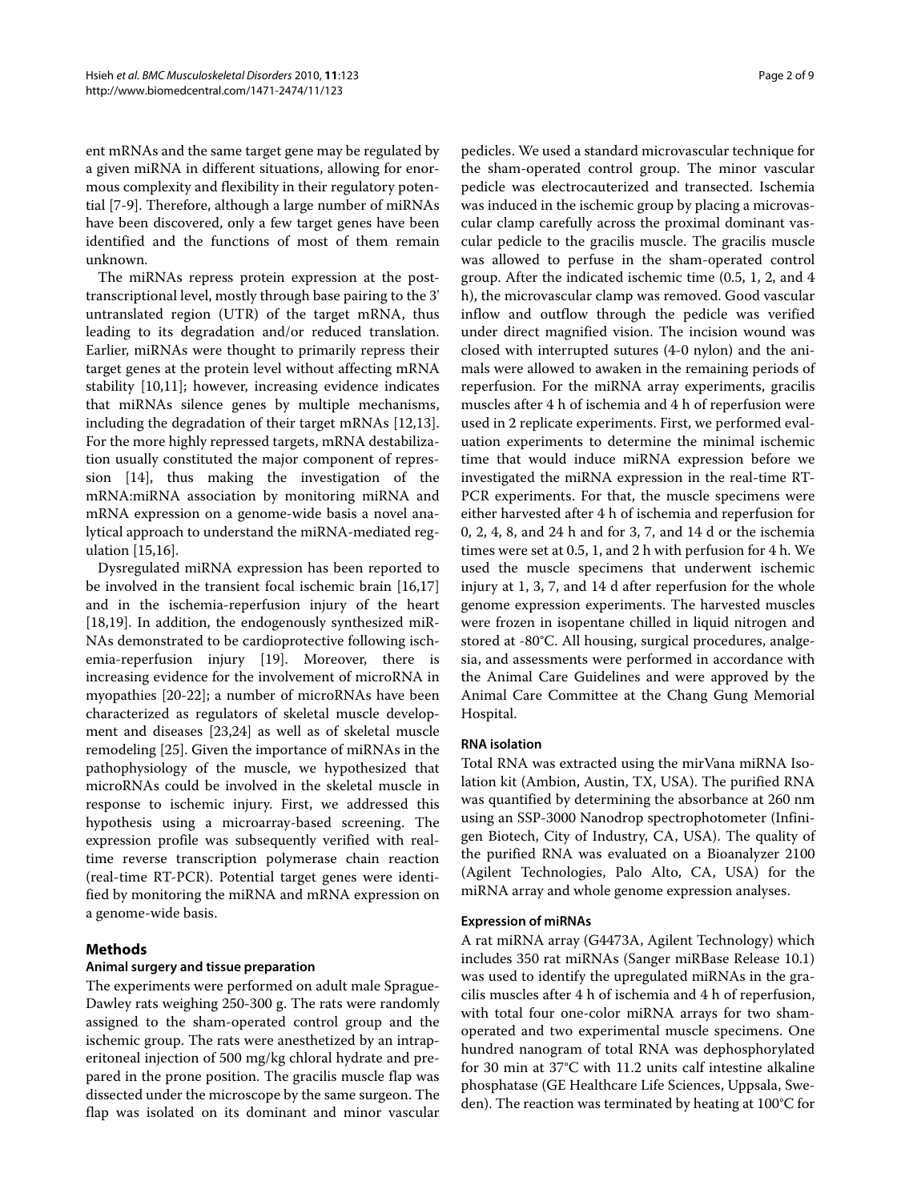ent mRNAs and the same target gene may be regulated by a given miRNA in different situations, allowing for enormous complexity and flexibility in their regulatory potential [7-9]. Therefore, although a large number of miRNAs have been discovered, only a few target genes have been identified and the functions of most of them remain unknown.

The miRNAs repress protein expression at the post-transcriptional level, mostly through base pairing to the 3' untranslated region (UTR) of the target mRNA, thus leading to its degradation and/or reduced translation. Earlier, miRNAs were thought to primarily repress their target genes at the protein level without affecting mRNA stability [10,11]; however, increasing evidence indicates that miRNAs silence genes by multiple mechanisms, including the degradation of their target mRNAs [12,13]. For the more highly repressed targets, mRNA destabilization usually constituted the major component of repression [14], thus making the investigation of the mRNA:miRNA association by monitoring miRNA and mRNA expression on a genome-wide basis a novel analytical approach to understand the miRNA-mediated regulation [15,16].

Dysregulated miRNA expression has been reported to be involved in the transient focal ischemic brain [16,17] and in the ischemia-reperfusion injury of the heart [18,19]. In addition, the endogenously synthesized miRNAs demonstrated to be cardioprotective following ischemia-reperfusion injury [19]. Moreover, there is increasing evidence for the involvement of microRNA in myopathies [20-22]; a number of microRNAs have been characterized as regulators of skeletal muscle development and diseases [23,24] as well as of skeletal muscle remodeling [25]. Given the importance of miRNAs in the pathophysiology of the muscle, we hypothesized that microRNAs could be involved in the skeletal muscle in response to ischemic injury. First, we addressed this hypothesis using a microarray-based screening. The expression profile was subsequently verified with real-time reverse transcription polymerase chain reaction (real-time RT-PCR). Potential target genes were identified by monitoring the miRNA and mRNA expression on a genome-wide basis.

## Methods

### Animal surgery and tissue preparation

The experiments were performed on adult male Sprague-Dawley rats weighing 250-300 g. The rats were randomly assigned to the sham-operated control group and the ischemic group. The rats were anesthetized by an intraperitoneal injection of 500 mg/kg chloral hydrate and prepared in the prone position. The gracilis muscle flap was dissected under the microscope by the same surgeon. The flap was isolated on its dominant and minor vascular pedicles. We used a standard microvascular technique for the sham-operated control group. The minor vascular pedicle was electrocauterized and transected. Ischemia was induced in the ischemic group by placing a microvascular clamp carefully across the proximal dominant vascular pedicle to the gracilis muscle. The gracilis muscle was allowed to perfuse in the sham-operated control group. After the indicated ischemic time (0.5, 1, 2, and 4 h), the microvascular clamp was removed. Good vascular inflow and outflow through the pedicle was verified under direct magnified vision. The incision wound was closed with interrupted sutures (4-0 nylon) and the animals were allowed to awaken in the remaining periods of reperfusion. For the miRNA array experiments, gracilis muscles after 4 h of ischemia and 4 h of reperfusion were used in 2 replicate experiments. First, we performed evaluation experiments to determine the minimal ischemic time that would induce miRNA expression before we investigated the miRNA expression in the real-time RT-PCR experiments. For that, the muscle specimens were either harvested after 4 h of ischemia and reperfusion for 0, 2, 4, 8, and 24 h and for 3, 7, and 14 d or the ischemia times were set at 0.5, 1, and 2 h with perfusion for 4 h. We used the muscle specimens that underwent ischemic injury at 1, 3, 7, and 14 d after reperfusion for the whole genome expression experiments. The harvested muscles were frozen in isopentane chilled in liquid nitrogen and stored at -80°C. All housing, surgical procedures, analgesia, and assessments were performed in accordance with the Animal Care Guidelines and were approved by the Animal Care Committee at the Chang Gung Memorial Hospital.

### RNA isolation

Total RNA was extracted using the mirVana miRNA Isolation kit (Ambion, Austin, TX, USA). The purified RNA was quantified by determining the absorbance at 260 nm using an SSP-3000 Nanodrop spectrophotometer (Infinigen Biotech, City of Industry, CA, USA). The quality of the purified RNA was evaluated on a Bioanalyzer 2100 (Agilent Technologies, Palo Alto, CA, USA) for the miRNA array and whole genome expression analyses.

### Expression of miRNAs

A rat miRNA array (G4473A, Agilent Technology) which includes 350 rat miRNAs (Sanger miRBase Release 10.1) was used to identify the upregulated miRNAs in the gracilis muscles after 4 h of ischemia and 4 h of reperfusion, with total four one-color miRNA arrays for two sham-operated and two experimental muscle specimens. One hundred nanogram of total RNA was dephosphorylated for 30 min at 37°C with 11.2 units calf intestine alkaline phosphatase (GE Healthcare Life Sciences, Uppsala, Sweden). The reaction was terminated by heating at 100°C for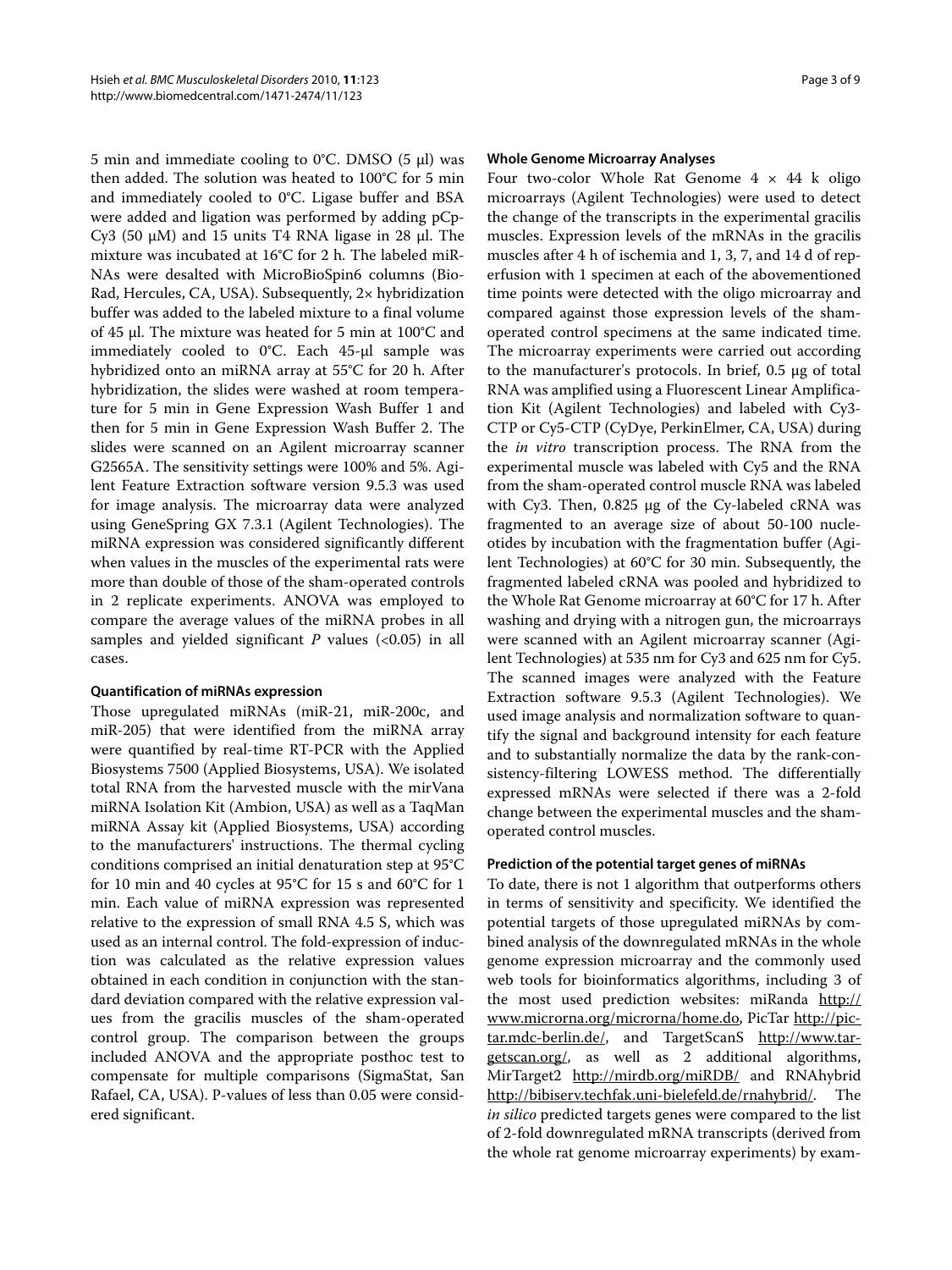5 min and immediate cooling to 0°C. DMSO (5 μl) was then added. The solution was heated to 100°C for 5 min and immediately cooled to 0°C. Ligase buffer and BSA were added and ligation was performed by adding pCp-Cy3 (50 μM) and 15 units T4 RNA ligase in 28 μl. The mixture was incubated at 16°C for 2 h. The labeled miRNAs were desalted with MicroBioSpin6 columns (Bio-Rad, Hercules, CA, USA). Subsequently, 2× hybridization buffer was added to the labeled mixture to a final volume of 45 μl. The mixture was heated for 5 min at 100°C and immediately cooled to 0°C. Each 45-μl sample was hybridized onto an miRNA array at 55°C for 20 h. After hybridization, the slides were washed at room temperature for 5 min in Gene Expression Wash Buffer 1 and then for 5 min in Gene Expression Wash Buffer 2. The slides were scanned on an Agilent microarray scanner G2565A. The sensitivity settings were 100% and 5%. Agilent Feature Extraction software version 9.5.3 was used for image analysis. The microarray data were analyzed using GeneSpring GX 7.3.1 (Agilent Technologies). The miRNA expression was considered significantly different when values in the muscles of the experimental rats were more than double of those of the sham-operated controls in 2 replicate experiments. ANOVA was employed to compare the average values of the miRNA probes in all samples and yielded significant *P* values (<0.05) in all cases.

#### Quantification of miRNAs expression

Those upregulated miRNAs (miR-21, miR-200c, and miR-205) that were identified from the miRNA array were quantified by real-time RT-PCR with the Applied Biosystems 7500 (Applied Biosystems, USA). We isolated total RNA from the harvested muscle with the mirVana miRNA Isolation Kit (Ambion, USA) as well as a TaqMan miRNA Assay kit (Applied Biosystems, USA) according to the manufacturers' instructions. The thermal cycling conditions comprised an initial denaturation step at 95°C for 10 min and 40 cycles at 95°C for 15 s and 60°C for 1 min. Each value of miRNA expression was represented relative to the expression of small RNA 4.5 S, which was used as an internal control. The fold-expression of induction was calculated as the relative expression values obtained in each condition in conjunction with the standard deviation compared with the relative expression values from the gracilis muscles of the sham-operated control group. The comparison between the groups included ANOVA and the appropriate posthoc test to compensate for multiple comparisons (SigmaStat, San Rafael, CA, USA). P-values of less than 0.05 were considered significant.

#### Whole Genome Microarray Analyses

Four two-color Whole Rat Genome 4 × 44 k oligo microarrays (Agilent Technologies) were used to detect the change of the transcripts in the experimental gracilis muscles. Expression levels of the mRNAs in the gracilis muscles after 4 h of ischemia and 1, 3, 7, and 14 d of reperfusion with 1 specimen at each of the abovementioned time points were detected with the oligo microarray and compared against those expression levels of the sham-operated control specimens at the same indicated time. The microarray experiments were carried out according to the manufacturer's protocols. In brief, 0.5 μg of total RNA was amplified using a Fluorescent Linear Amplification Kit (Agilent Technologies) and labeled with Cy3-CTP or Cy5-CTP (CyDye, PerkinElmer, CA, USA) during the *in vitro* transcription process. The RNA from the experimental muscle was labeled with Cy5 and the RNA from the sham-operated control muscle RNA was labeled with Cy3. Then, 0.825 μg of the Cy-labeled cRNA was fragmented to an average size of about 50-100 nucleotides by incubation with the fragmentation buffer (Agilent Technologies) at 60°C for 30 min. Subsequently, the fragmented labeled cRNA was pooled and hybridized to the Whole Rat Genome microarray at 60°C for 17 h. After washing and drying with a nitrogen gun, the microarrays were scanned with an Agilent microarray scanner (Agilent Technologies) at 535 nm for Cy3 and 625 nm for Cy5. The scanned images were analyzed with the Feature Extraction software 9.5.3 (Agilent Technologies). We used image analysis and normalization software to quantify the signal and background intensity for each feature and to substantially normalize the data by the rank-consistency-filtering LOWESS method. The differentially expressed mRNAs were selected if there was a 2-fold change between the experimental muscles and the sham-operated control muscles.

#### Prediction of the potential target genes of miRNAs

To date, there is not 1 algorithm that outperforms others in terms of sensitivity and specificity. We identified the potential targets of those upregulated miRNAs by combined analysis of the downregulated mRNAs in the whole genome expression microarray and the commonly used web tools for bioinformatics algorithms, including 3 of the most used prediction websites: miRanda http://www.microrna.org/microrna/home.do, PicTar http://pictar.mdc-berlin.de/, and TargetScanS http://www.targetscan.org/, as well as 2 additional algorithms, MirTarget2 http://mirdb.org/miRDB/ and RNAhybrid http://bibiserv.techfak.uni-bielefeld.de/rnahybrid/. The *in silico* predicted targets genes were compared to the list of 2-fold downregulated mRNA transcripts (derived from the whole rat genome microarray experiments) by exam-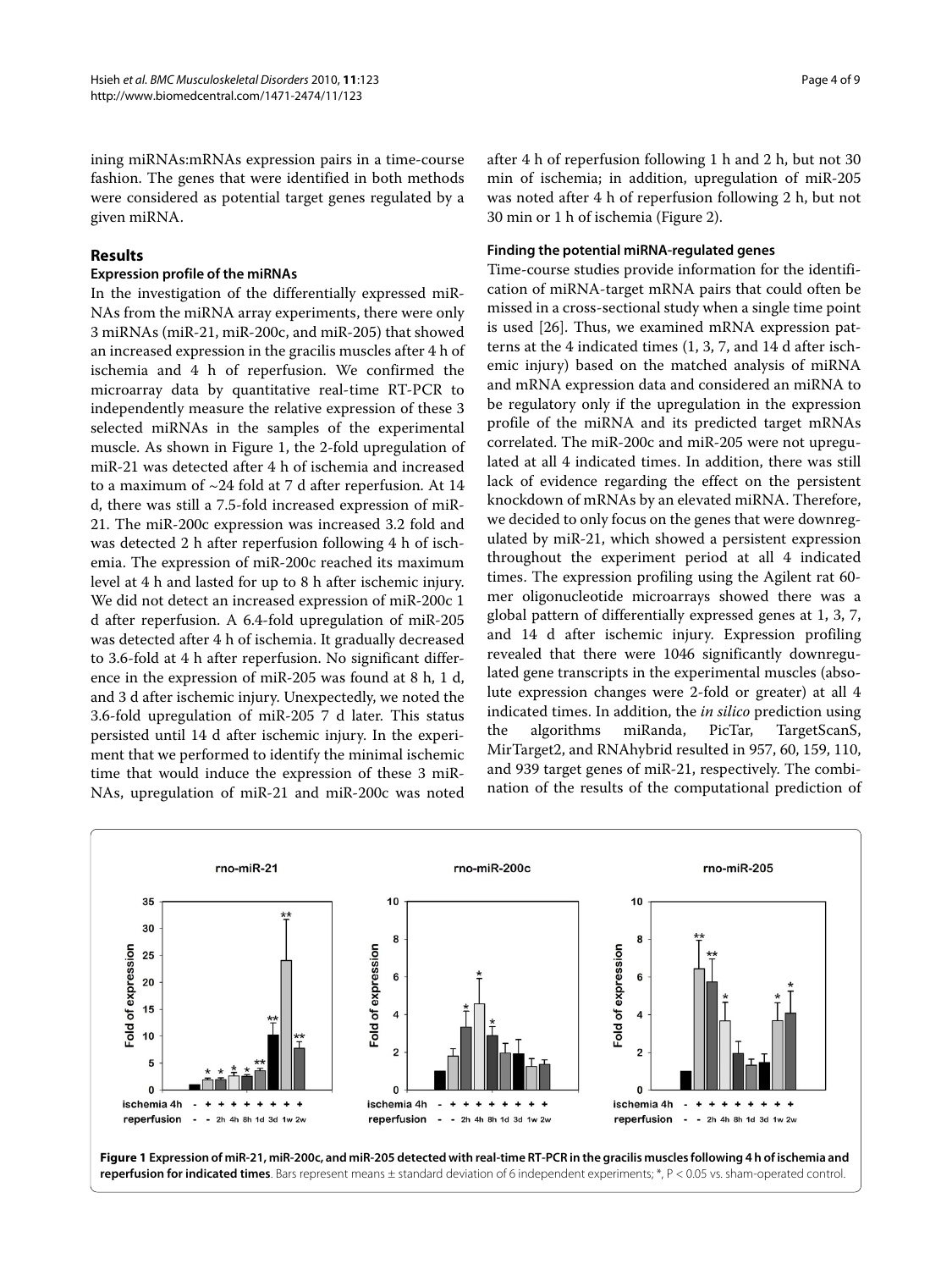ining miRNAs:mRNAs expression pairs in a time-course fashion. The genes that were identified in both methods were considered as potential target genes regulated by a given miRNA.

## Results

### Expression profile of the miRNAs

In the investigation of the differentially expressed miRNAs from the miRNA array experiments, there were only 3 miRNAs (miR-21, miR-200c, and miR-205) that showed an increased expression in the gracilis muscles after 4 h of ischemia and 4 h of reperfusion. We confirmed the microarray data by quantitative real-time RT-PCR to independently measure the relative expression of these 3 selected miRNAs in the samples of the experimental muscle. As shown in Figure 1, the 2-fold upregulation of miR-21 was detected after 4 h of ischemia and increased to a maximum of ~24 fold at 7 d after reperfusion. At 14 d, there was still a 7.5-fold increased expression of miR-21. The miR-200c expression was increased 3.2 fold and was detected 2 h after reperfusion following 4 h of ischemia. The expression of miR-200c reached its maximum level at 4 h and lasted for up to 8 h after ischemic injury. We did not detect an increased expression of miR-200c 1 d after reperfusion. A 6.4-fold upregulation of miR-205 was detected after 4 h of ischemia. It gradually decreased to 3.6-fold at 4 h after reperfusion. No significant difference in the expression of miR-205 was found at 8 h, 1 d, and 3 d after ischemic injury. Unexpectedly, we noted the 3.6-fold upregulation of miR-205 7 d later. This status persisted until 14 d after ischemic injury. In the experiment that we performed to identify the minimal ischemic time that would induce the expression of these 3 miRNAs, upregulation of miR-21 and miR-200c was noted after 4 h of reperfusion following 1 h and 2 h, but not 30 min of ischemia; in addition, upregulation of miR-205 was noted after 4 h of reperfusion following 2 h, but not 30 min or 1 h of ischemia (Figure 2).

### Finding the potential miRNA-regulated genes

Time-course studies provide information for the identification of miRNA-target mRNA pairs that could often be missed in a cross-sectional study when a single time point is used [26]. Thus, we examined mRNA expression patterns at the 4 indicated times (1, 3, 7, and 14 d after ischemic injury) based on the matched analysis of miRNA and mRNA expression data and considered an miRNA to be regulatory only if the upregulation in the expression profile of the miRNA and its predicted target mRNAs correlated. The miR-200c and miR-205 were not upregulated at all 4 indicated times. In addition, there was still lack of evidence regarding the effect on the persistent knockdown of mRNAs by an elevated miRNA. Therefore, we decided to only focus on the genes that were downregulated by miR-21, which showed a persistent expression throughout the experiment period at all 4 indicated times. The expression profiling using the Agilent rat 60-mer oligonucleotide microarrays showed there was a global pattern of differentially expressed genes at 1, 3, 7, and 14 d after ischemic injury. Expression profiling revealed that there were 1046 significantly downregulated gene transcripts in the experimental muscles (absolute expression changes were 2-fold or greater) at all 4 indicated times. In addition, the *in silico* prediction using the algorithms miRanda, PicTar, TargetScanS, MirTarget2, and RNAhybrid resulted in 957, 60, 159, 110, and 939 target genes of miR-21, respectively. The combination of the results of the computational prediction of

**Figure 1 Expression of miR-21, miR-200c, and miR-205 detected with real-time RT-PCR in the gracilis muscles following 4 h of ischemia and reperfusion for indicated times**. Bars represent means ± standard deviation of 6 independent experiments; *, P < 0.05 vs. sham-operated control.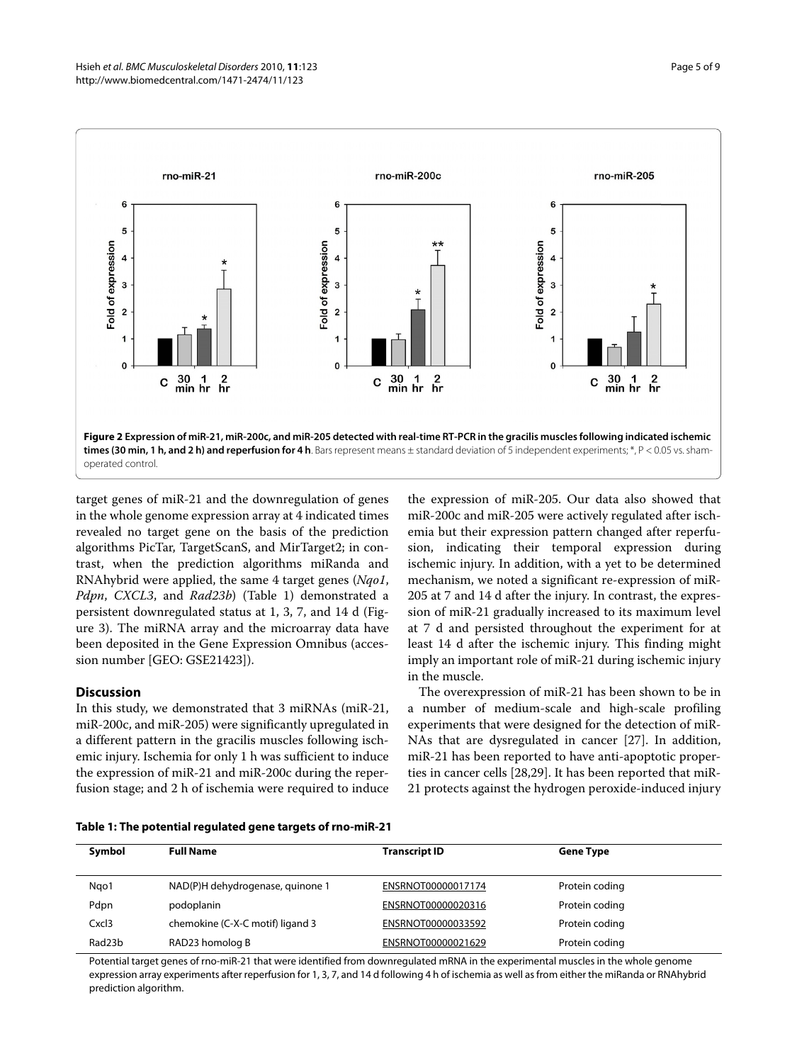**Figure 2 Expression of miR-21, miR-200c, and miR-205 detected with real-time RT-PCR in the gracilis muscles following indicated ischemic times (30 min, 1 h, and 2 h) and reperfusion for 4 h**. Bars represent means ± standard deviation of 5 independent experiments; *, P < 0.05 vs. sham-operated control.

target genes of miR-21 and the downregulation of genes in the whole genome expression array at 4 indicated times revealed no target gene on the basis of the prediction algorithms PicTar, TargetScanS, and MirTarget2; in contrast, when the prediction algorithms miRanda and RNAhybrid were applied, the same 4 target genes (*Nqo1*, *Pdpn*, *CXCL3*, and *Rad23b*) (Table 1) demonstrated a persistent downregulated status at 1, 3, 7, and 14 d (Figure 3). The miRNA array and the microarray data have been deposited in the Gene Expression Omnibus (accession number [GEO: GSE21423]).

## Discussion

In this study, we demonstrated that 3 miRNAs (miR-21, miR-200c, and miR-205) were significantly upregulated in a different pattern in the gracilis muscles following ischemic injury. Ischemia for only 1 h was sufficient to induce the expression of miR-21 and miR-200c during the reperfusion stage; and 2 h of ischemia were required to induce the expression of miR-205. Our data also showed that miR-200c and miR-205 were actively regulated after ischemia but their expression pattern changed after reperfusion, indicating their temporal expression during ischemic injury. In addition, with a yet to be determined mechanism, we noted a significant re-expression of miR-205 at 7 and 14 d after the injury. In contrast, the expression of miR-21 gradually increased to its maximum level at 7 d and persisted throughout the experiment for at least 14 d after the ischemic injury. This finding might imply an important role of miR-21 during ischemic injury in the muscle.

The overexpression of miR-21 has been shown to be in a number of medium-scale and high-scale profiling experiments that were designed for the detection of miRNAs that are dysregulated in cancer [27]. In addition, miR-21 has been reported to have anti-apoptotic properties in cancer cells [28,29]. It has been reported that miR-21 protects against the hydrogen peroxide-induced injury

**Table 1: The potential regulated gene targets of rno-miR-21**

| Symbol | Full Name | Transcript ID | Gene Type |
|---|---|---|---|
| Nqo1 | NAD(P)H dehydrogenase, quinone 1 | ENSRNOT00000017174 | Protein coding |
| Pdpn | podoplanin | ENSRNOT00000020316 | Protein coding |
| Cxcl3 | chemokine (C-X-C motif) ligand 3 | ENSRNOT00000033592 | Protein coding |
| Rad23b | RAD23 homolog B | ENSRNOT00000021629 | Protein coding |

Potential target genes of rno-miR-21 that were identified from downregulated mRNA in the experimental muscles in the whole genome expression array experiments after reperfusion for 1, 3, 7, and 14 d following 4 h of ischemia as well as from either the miRanda or RNAhybrid prediction algorithm.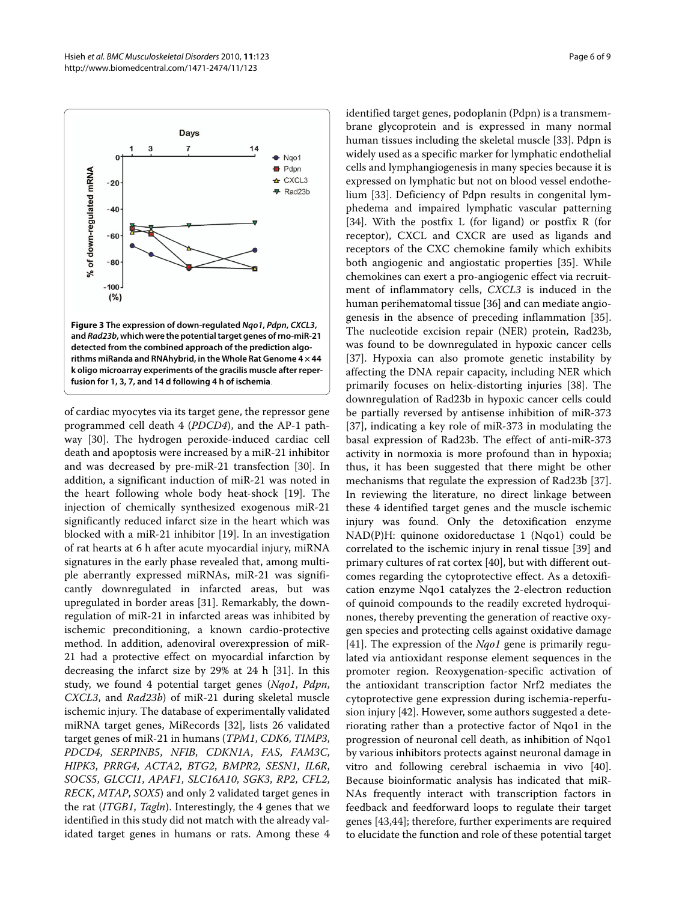**Figure 3 The expression of down-regulated *Nqo1*, *Pdpn*, *CXCL3*, and *Rad23b*, which were the potential target genes of rno-miR-21 detected from the combined approach of the prediction algorithms miRanda and RNAhybrid, in the Whole Rat Genome 4 × 44 k oligo microarray experiments of the gracilis muscle after reperfusion for 1, 3, 7, and 14 d following 4 h of ischemia**.

of cardiac myocytes via its target gene, the repressor gene programmed cell death 4 (*PDCD4*), and the AP-1 pathway [30]. The hydrogen peroxide-induced cardiac cell death and apoptosis were increased by a miR-21 inhibitor and was decreased by pre-miR-21 transfection [30]. In addition, a significant induction of miR-21 was noted in the heart following whole body heat-shock [19]. The injection of chemically synthesized exogenous miR-21 significantly reduced infarct size in the heart which was blocked with a miR-21 inhibitor [19]. In an investigation of rat hearts at 6 h after acute myocardial injury, miRNA signatures in the early phase revealed that, among multiple aberrantly expressed miRNAs, miR-21 was significantly downregulated in infarcted areas, but was upregulated in border areas [31]. Remarkably, the downregulation of miR-21 in infarcted areas was inhibited by ischemic preconditioning, a known cardio-protective method. In addition, adenoviral overexpression of miR-21 had a protective effect on myocardial infarction by decreasing the infarct size by 29% at 24 h [31]. In this study, we found 4 potential target genes (*Nqo1*, *Pdpn*, *CXCL3*, and *Rad23b*) of miR-21 during skeletal muscle ischemic injury. The database of experimentally validated miRNA target genes, MiRecords [32], lists 26 validated target genes of miR-21 in humans (*TPM1*, *CDK6*, *TIMP3*, *PDCD4*, *SERPINB5*, *NFIB*, *CDKN1A*, *FAS*, *FAM3C*, *HIPK3*, *PRRG4*, *ACTA2*, *BTG2*, *BMPR2*, *SESN1*, *IL6R*, *SOCS5*, *GLCCI1*, *APAF1*, *SLC16A10*, *SGK3*, *RP2*, *CFL2*, *RECK*, *MTAP*, *SOX5*) and only 2 validated target genes in the rat (*ITGB1*, *Tagln*). Interestingly, the 4 genes that we identified in this study did not match with the already validated target genes in humans or rats. Among these 4 identified target genes, podoplanin (Pdpn) is a transmembrane glycoprotein and is expressed in many normal human tissues including the skeletal muscle [33]. Pdpn is widely used as a specific marker for lymphatic endothelial cells and lymphangiogenesis in many species because it is expressed on lymphatic but not on blood vessel endothelium [33]. Deficiency of Pdpn results in congenital lymphedema and impaired lymphatic vascular patterning [34]. With the postfix L (for ligand) or postfix R (for receptor), CXCL and CXCR are used as ligands and receptors of the CXC chemokine family which exhibits both angiogenic and angiostatic properties [35]. While chemokines can exert a pro-angiogenic effect via recruitment of inflammatory cells, *CXCL3* is induced in the human perihematomal tissue [36] and can mediate angiogenesis in the absence of preceding inflammation [35]. The nucleotide excision repair (NER) protein, Rad23b, was found to be downregulated in hypoxic cancer cells [37]. Hypoxia can also promote genetic instability by affecting the DNA repair capacity, including NER which primarily focuses on helix-distorting injuries [38]. The downregulation of Rad23b in hypoxic cancer cells could be partially reversed by antisense inhibition of miR-373 [37], indicating a key role of miR-373 in modulating the basal expression of Rad23b. The effect of anti-miR-373 activity in normoxia is more profound than in hypoxia; thus, it has been suggested that there might be other mechanisms that regulate the expression of Rad23b [37]. In reviewing the literature, no direct linkage between these 4 identified target genes and the muscle ischemic injury was found. Only the detoxification enzyme NAD(P)H: quinone oxidoreductase 1 (Nqo1) could be correlated to the ischemic injury in renal tissue [39] and primary cultures of rat cortex [40], but with different outcomes regarding the cytoprotective effect. As a detoxification enzyme Nqo1 catalyzes the 2-electron reduction of quinoid compounds to the readily excreted hydroquinones, thereby preventing the generation of reactive oxygen species and protecting cells against oxidative damage [41]. The expression of the *Nqo1* gene is primarily regulated via antioxidant response element sequences in the promoter region. Reoxygenation-specific activation of the antioxidant transcription factor Nrf2 mediates the cytoprotective gene expression during ischemia-reperfusion injury [42]. However, some authors suggested a deteriorating rather than a protective factor of Nqo1 in the progression of neuronal cell death, as inhibition of Nqo1 by various inhibitors protects against neuronal damage in vitro and following cerebral ischaemia in vivo [40]. Because bioinformatic analysis has indicated that miRNAs frequently interact with transcription factors in feedback and feedforward loops to regulate their target genes [43,44]; therefore, further experiments are required to elucidate the function and role of these potential target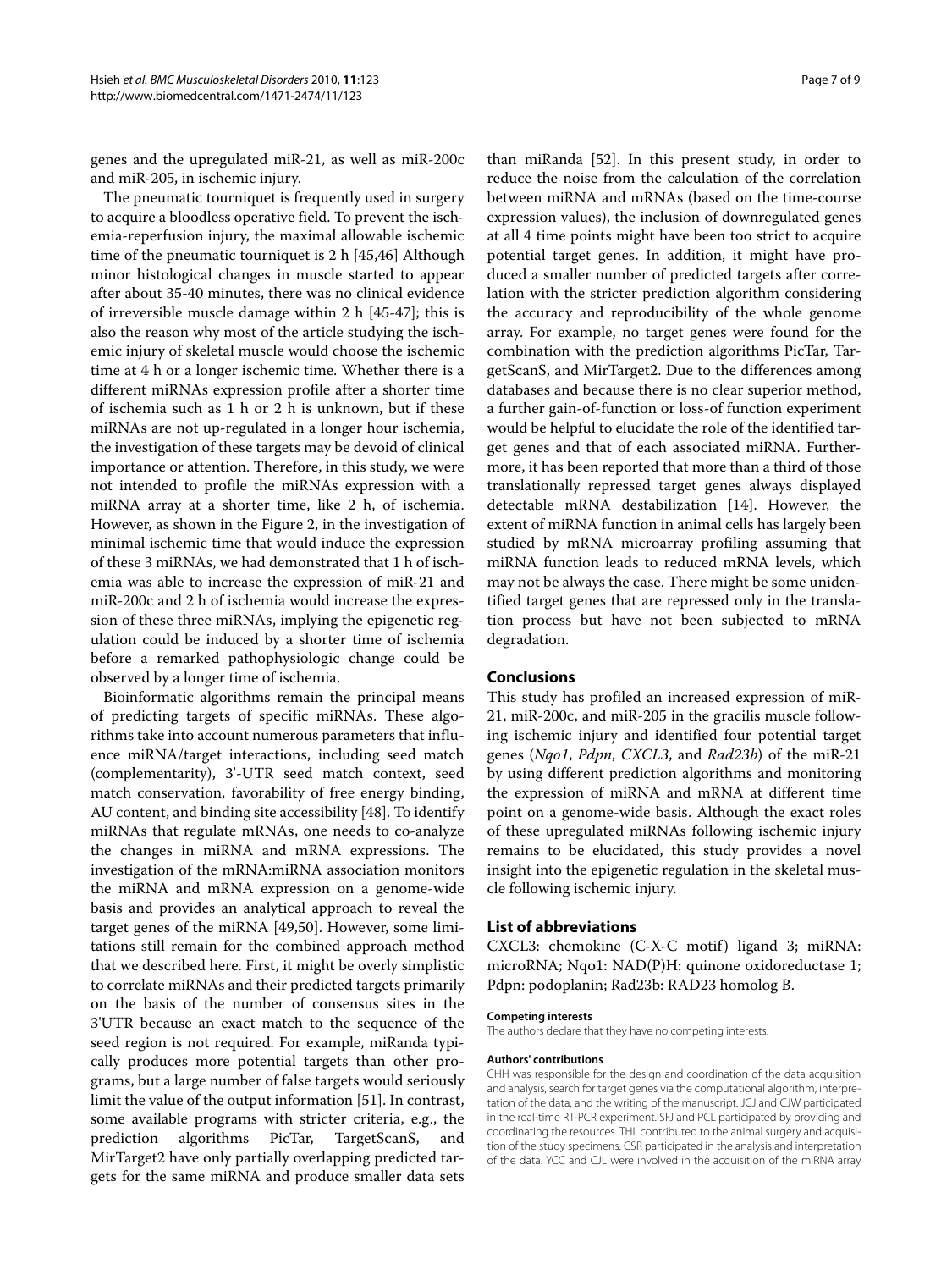genes and the upregulated miR-21, as well as miR-200c and miR-205, in ischemic injury.

The pneumatic tourniquet is frequently used in surgery to acquire a bloodless operative field. To prevent the ischemia-reperfusion injury, the maximal allowable ischemic time of the pneumatic tourniquet is 2 h [45,46] Although minor histological changes in muscle started to appear after about 35-40 minutes, there was no clinical evidence of irreversible muscle damage within 2 h [45-47]; this is also the reason why most of the article studying the ischemic injury of skeletal muscle would choose the ischemic time at 4 h or a longer ischemic time. Whether there is a different miRNAs expression profile after a shorter time of ischemia such as 1 h or 2 h is unknown, but if these miRNAs are not up-regulated in a longer hour ischemia, the investigation of these targets may be devoid of clinical importance or attention. Therefore, in this study, we were not intended to profile the miRNAs expression with a miRNA array at a shorter time, like 2 h, of ischemia. However, as shown in the Figure 2, in the investigation of minimal ischemic time that would induce the expression of these 3 miRNAs, we had demonstrated that 1 h of ischemia was able to increase the expression of miR-21 and miR-200c and 2 h of ischemia would increase the expression of these three miRNAs, implying the epigenetic regulation could be induced by a shorter time of ischemia before a remarked pathophysiologic change could be observed by a longer time of ischemia.

Bioinformatic algorithms remain the principal means of predicting targets of specific miRNAs. These algorithms take into account numerous parameters that influence miRNA/target interactions, including seed match (complementarity), 3'-UTR seed match context, seed match conservation, favorability of free energy binding, AU content, and binding site accessibility [48]. To identify miRNAs that regulate mRNAs, one needs to co-analyze the changes in miRNA and mRNA expressions. The investigation of the mRNA:miRNA association monitors the miRNA and mRNA expression on a genome-wide basis and provides an analytical approach to reveal the target genes of the miRNA [49,50]. However, some limitations still remain for the combined approach method that we described here. First, it might be overly simplistic to correlate miRNAs and their predicted targets primarily on the basis of the number of consensus sites in the 3'UTR because an exact match to the sequence of the seed region is not required. For example, miRanda typically produces more potential targets than other programs, but a large number of false targets would seriously limit the value of the output information [51]. In contrast, some available programs with stricter criteria, e.g., the prediction algorithms PicTar, TargetScanS, and MirTarget2 have only partially overlapping predicted targets for the same miRNA and produce smaller data sets than miRanda [52]. In this present study, in order to reduce the noise from the calculation of the correlation between miRNA and mRNAs (based on the time-course expression values), the inclusion of downregulated genes at all 4 time points might have been too strict to acquire potential target genes. In addition, it might have produced a smaller number of predicted targets after correlation with the stricter prediction algorithm considering the accuracy and reproducibility of the whole genome array. For example, no target genes were found for the combination with the prediction algorithms PicTar, TargetScanS, and MirTarget2. Due to the differences among databases and because there is no clear superior method, a further gain-of-function or loss-of function experiment would be helpful to elucidate the role of the identified target genes and that of each associated miRNA. Furthermore, it has been reported that more than a third of those translationally repressed target genes always displayed detectable mRNA destabilization [14]. However, the extent of miRNA function in animal cells has largely been studied by mRNA microarray profiling assuming that miRNA function leads to reduced mRNA levels, which may not be always the case. There might be some unidentified target genes that are repressed only in the translation process but have not been subjected to mRNA degradation.

## Conclusions

This study has profiled an increased expression of miR-21, miR-200c, and miR-205 in the gracilis muscle following ischemic injury and identified four potential target genes (*Nqo1*, *Pdpn*, *CXCL3*, and *Rad23b*) of the miR-21 by using different prediction algorithms and monitoring the expression of miRNA and mRNA at different time point on a genome-wide basis. Although the exact roles of these upregulated miRNAs following ischemic injury remains to be elucidated, this study provides a novel insight into the epigenetic regulation in the skeletal muscle following ischemic injury.

## List of abbreviations

CXCL3: chemokine (C-X-C motif) ligand 3; miRNA: microRNA; Nqo1: NAD(P)H: quinone oxidoreductase 1; Pdpn: podoplanin; Rad23b: RAD23 homolog B.

#### Competing interests

The authors declare that they have no competing interests.

#### Authors' contributions

CHH was responsible for the design and coordination of the data acquisition and analysis, search for target genes via the computational algorithm, interpretation of the data, and the writing of the manuscript. JCJ and CJW participated in the real-time RT-PCR experiment. SFJ and PCL participated by providing and coordinating the resources. THL contributed to the animal surgery and acquisition of the study specimens. CSR participated in the analysis and interpretation of the data. YCC and CJL were involved in the acquisition of the miRNA array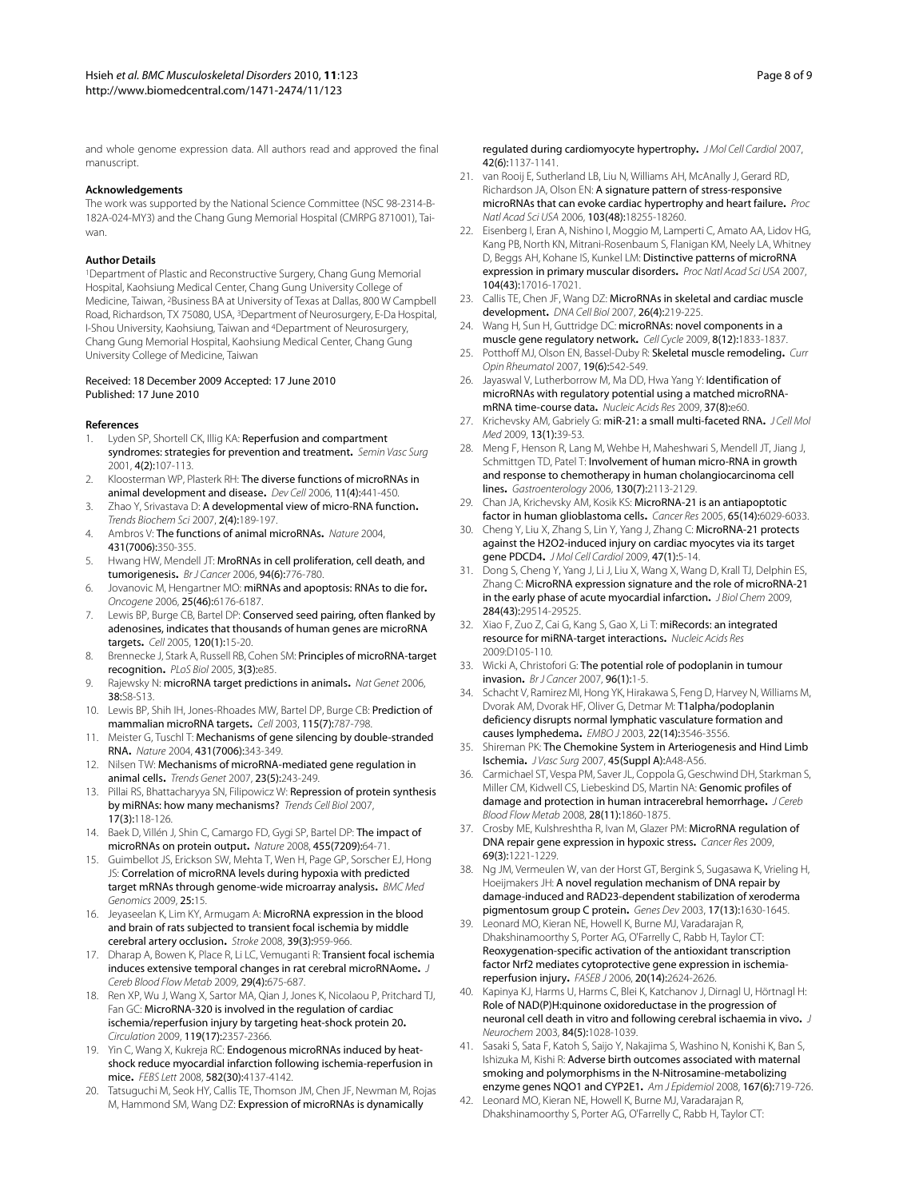and whole genome expression data. All authors read and approved the final manuscript.

#### Acknowledgements

The work was supported by the National Science Committee (NSC 98-2314-B-182A-024-MY3) and the Chang Gung Memorial Hospital (CMRPG 871001), Taiwan.

#### Author Details

[1]Department of Plastic and Reconstructive Surgery, Chang Gung Memorial Hospital, Kaohsiung Medical Center, Chang Gung University College of Medicine, Taiwan, [2]Business BA at University of Texas at Dallas, 800 W Campbell Road, Richardson, TX 75080, USA, [3]Department of Neurosurgery, E-Da Hospital, I-Shou University, Kaohsiung, Taiwan and [4]Department of Neurosurgery, Chang Gung Memorial Hospital, Kaohsiung Medical Center, Chang Gung University College of Medicine, Taiwan

Received: 18 December 2009 Accepted: 17 June 2010
Published: 17 June 2010

#### References

1. Lyden SP, Shortell CK, Illig KA: **Reperfusion and compartment syndromes: strategies for prevention and treatment.** *Semin Vasc Surg* 2001, **4(2):**107-113.
2. Kloosterman WP, Plasterk RH: **The diverse functions of microRNAs in animal development and disease.** *Dev Cell* 2006, **11(4):**441-450.
3. Zhao Y, Srivastava D: **A developmental view of micro-RNA function.** *Trends Biochem Sci* 2007, **2(4):**189-197.
4. Ambros V: **The functions of animal microRNAs.** *Nature* 2004, **431(7006):**350-355.
5. Hwang HW, Mendell JT: **MroRNAs in cell proliferation, cell death, and tumorigenesis.** *Br J Cancer* 2006, **94(6):**776-780.
6. Jovanovic M, Hengartner MO: **miRNAs and apoptosis: RNAs to die for.** *Oncogene* 2006, **25(46):**6176-6187.
7. Lewis BP, Burge CB, Bartel DP: **Conserved seed pairing, often flanked by adenosines, indicates that thousands of human genes are microRNA targets.** *Cell* 2005, **120(1):**15-20.
8. Brennecke J, Stark A, Russell RB, Cohen SM: **Principles of microRNA-target recognition.** *PLoS Biol* 2005, **3(3):**e85.
9. Rajewsky N: **microRNA target predictions in animals.** *Nat Genet* 2006, **38:**S8-S13.
10. Lewis BP, Shih IH, Jones-Rhoades MW, Bartel DP, Burge CB: **Prediction of mammalian microRNA targets.** *Cell* 2003, **115(7):**787-798.
11. Meister G, Tuschl T: **Mechanisms of gene silencing by double-stranded RNA.** *Nature* 2004, **431(7006):**343-349.
12. Nilsen TW: **Mechanisms of microRNA-mediated gene regulation in animal cells.** *Trends Genet* 2007, **23(5):**243-249.
13. Pillai RS, Bhattacharyya SN, Filipowicz W: **Repression of protein synthesis by miRNAs: how many mechanisms?** *Trends Cell Biol* 2007, **17(3):**118-126.
14. Baek D, Villén J, Shin C, Camargo FD, Gygi SP, Bartel DP: **The impact of microRNAs on protein output.** *Nature* 2008, **455(7209):**64-71.
15. Guimbellot JS, Erickson SW, Mehta T, Wen H, Page GP, Sorscher EJ, Hong JS: **Correlation of microRNA levels during hypoxia with predicted target mRNAs through genome-wide microarray analysis.** *BMC Med Genomics* 2009, **25:**15.
16. Jeyaseelan K, Lim KY, Armugam A: **MicroRNA expression in the blood and brain of rats subjected to transient focal ischemia by middle cerebral artery occlusion.** *Stroke* 2008, **39(3):**959-966.
17. Dharap A, Bowen K, Place R, Li LC, Vemuganti R: **Transient focal ischemia induces extensive temporal changes in rat cerebral microRNAome.** *J Cereb Blood Flow Metab* 2009, **29(4):**675-687.
18. Ren XP, Wu J, Wang X, Sartor MA, Qian J, Jones K, Nicolaou P, Pritchard TJ, Fan GC: **MicroRNA-320 is involved in the regulation of cardiac ischemia/reperfusion injury by targeting heat-shock protein 20.** *Circulation* 2009, **119(17):**2357-2366.
19. Yin C, Wang X, Kukreja RC: **Endogenous microRNAs induced by heat-shock reduce myocardial infarction following ischemia-reperfusion in mice.** *FEBS Lett* 2008, **582(30):**4137-4142.
20. Tatsuguchi M, Seok HY, Callis TE, Thomson JM, Chen JF, Newman M, Rojas M, Hammond SM, Wang DZ: **Expression of microRNAs is dynamically regulated during cardiomyocyte hypertrophy.** *J Mol Cell Cardiol* 2007, **42(6):**1137-1141.
21. van Rooij E, Sutherland LB, Liu N, Williams AH, McAnally J, Gerard RD, Richardson JA, Olson EN: **A signature pattern of stress-responsive microRNAs that can evoke cardiac hypertrophy and heart failure.** *Proc Natl Acad Sci USA* 2006, **103(48):**18255-18260.
22. Eisenberg I, Eran A, Nishino I, Moggio M, Lamperti C, Amato AA, Lidov HG, Kang PB, North KN, Mitrani-Rosenbaum S, Flanigan KM, Neely LA, Whitney D, Beggs AH, Kohane IS, Kunkel LM: **Distinctive patterns of microRNA expression in primary muscular disorders.** *Proc Natl Acad Sci USA* 2007, **104(43):**17016-17021.
23. Callis TE, Chen JF, Wang DZ: **MicroRNAs in skeletal and cardiac muscle development.** *DNA Cell Biol* 2007, **26(4):**219-225.
24. Wang H, Sun H, Guttridge DC: **microRNAs: novel components in a muscle gene regulatory network.** *Cell Cycle* 2009, **8(12):**1833-1837.
25. Potthoff MJ, Olson EN, Bassel-Duby R: **Skeletal muscle remodeling.** *Curr Opin Rheumatol* 2007, **19(6):**542-549.
26. Jayaswal V, Lutherborrow M, Ma DD, Hwa Yang Y: **Identification of microRNAs with regulatory potential using a matched microRNA-mRNA time-course data.** *Nucleic Acids Res* 2009, **37(8):**e60.
27. Krichevsky AM, Gabriely G: **miR-21: a small multi-faceted RNA.** *J Cell Mol Med* 2009, **13(1):**39-53.
28. Meng F, Henson R, Lang M, Wehbe H, Maheshwari S, Mendell JT, Jiang J, Schmittgen TD, Patel T: **Involvement of human micro-RNA in growth and response to chemotherapy in human cholangiocarcinoma cell lines.** *Gastroenterology* 2006, **130(7):**2113-2129.
29. Chan JA, Krichevsky AM, Kosik KS: **MicroRNA-21 is an antiapoptotic factor in human glioblastoma cells.** *Cancer Res* 2005, **65(14):**6029-6033.
30. Cheng Y, Liu X, Zhang S, Lin Y, Yang J, Zhang C: **MicroRNA-21 protects against the H2O2-induced injury on cardiac myocytes via its target gene PDCD4.** *J Mol Cell Cardiol* 2009, **47(1):**5-14.
31. Dong S, Cheng Y, Yang J, Li J, Liu X, Wang X, Wang D, Krall TJ, Delphin ES, Zhang C: **MicroRNA expression signature and the role of microRNA-21 in the early phase of acute myocardial infarction.** *J Biol Chem* 2009, **284(43):**29514-29525.
32. Xiao F, Zuo Z, Cai G, Kang S, Gao X, Li T: **miRecords: an integrated resource for miRNA-target interactions.** *Nucleic Acids Res* 2009:D105-110.
33. Wicki A, Christofori G: **The potential role of podoplanin in tumour invasion.** *Br J Cancer* 2007, **96(1):**1-5.
34. Schacht V, Ramirez MI, Hong YK, Hirakawa S, Feng D, Harvey N, Williams M, Dvorak AM, Dvorak HF, Oliver G, Detmar M: **T1alpha/podoplanin deficiency disrupts normal lymphatic vasculature formation and causes lymphedema.** *EMBO J* 2003, **22(14):**3546-3556.
35. Shireman PK: **The Chemokine System in Arteriogenesis and Hind Limb Ischemia.** *J Vasc Surg* 2007, **45(Suppl A):**A48-A56.
36. Carmichael ST, Vespa PM, Saver JL, Coppola G, Geschwind DH, Starkman S, Miller CM, Kidwell CS, Liebeskind DS, Martin NA: **Genomic profiles of damage and protection in human intracerebral hemorrhage.** *J Cereb Blood Flow Metab* 2008, **28(11):**1860-1875.
37. Crosby ME, Kulshreshtha R, Ivan M, Glazer PM: **MicroRNA regulation of DNA repair gene expression in hypoxic stress.** *Cancer Res* 2009, **69(3):**1221-1229.
38. Ng JM, Vermeulen W, van der Horst GT, Bergink S, Sugasawa K, Vrieling H, Hoeijmakers JH: **A novel regulation mechanism of DNA repair by damage-induced and RAD23-dependent stabilization of xeroderma pigmentosum group C protein.** *Genes Dev* 2003, **17(13):**1630-1645.
39. Leonard MO, Kieran NE, Howell K, Burne MJ, Varadarajan R, Dhakshinamoorthy S, Porter AG, O'Farrelly C, Rabb H, Taylor CT: **Reoxygenation-specific activation of the antioxidant transcription factor Nrf2 mediates cytoprotective gene expression in ischemia-reperfusion injury.** *FASEB J* 2006, **20(14):**2624-2626.
40. Kapinya KJ, Harms U, Harms C, Blei K, Katchanov J, Dirnagl U, Hörtnagl H: **Role of NAD(P)H:quinone oxidoreductase in the progression of neuronal cell death in vitro and following cerebral ischaemia in vivo.** *J Neurochem* 2003, **84(5):**1028-1039.
41. Sasaki S, Sata F, Katoh S, Saijo Y, Nakajima S, Washino N, Konishi K, Ban S, Ishizuka M, Kishi R: **Adverse birth outcomes associated with maternal smoking and polymorphisms in the N-Nitrosamine-metabolizing enzyme genes NQO1 and CYP2E1.** *Am J Epidemiol* 2008, **167(6):**719-726.
42. Leonard MO, Kieran NE, Howell K, Burne MJ, Varadarajan R, Dhakshinamoorthy S, Porter AG, O'Farrelly C, Rabb H, Taylor CT: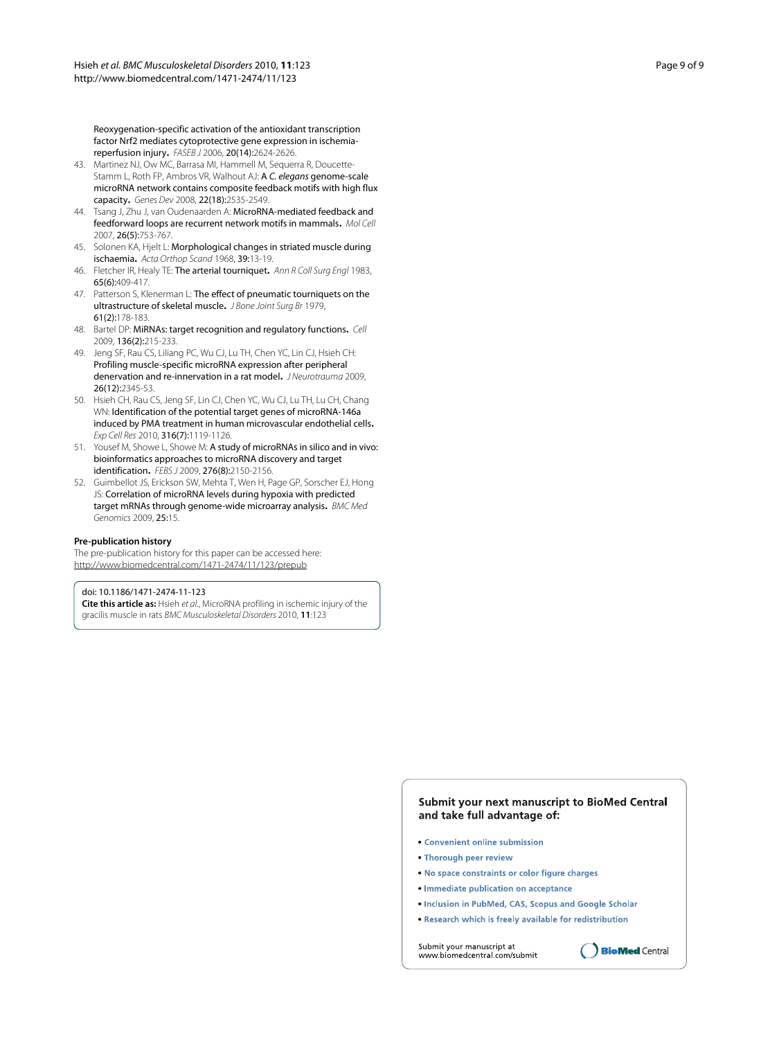Reoxygenation-specific activation of the antioxidant transcription factor Nrf2 mediates cytoprotective gene expression in ischemia-reperfusion injury. *FASEB J* 2006, **20(14)**:2624-2626.

43. Martinez NJ, Ow MC, Barrasa MI, Hammell M, Sequerra R, Doucette-Stamm L, Roth FP, Ambros VR, Walhout AJ: **A *C. elegans* genome-scale microRNA network contains composite feedback motifs with high flux capacity.** *Genes Dev* 2008, **22(18)**:2535-2549.
44. Tsang J, Zhu J, van Oudenaarden A: **MicroRNA-mediated feedback and feedforward loops are recurrent network motifs in mammals.** *Mol Cell* 2007, **26(5)**:753-767.
45. Solonen KA, Hjelt L: **Morphological changes in striated muscle during ischaemia.** *Acta Orthop Scand* 1968, **39**:13-19.
46. Fletcher IR, Healy TE: **The arterial tourniquet.** *Ann R Coll Surg Engl* 1983, **65(6)**:409-417.
47. Patterson S, Klenerman L: **The effect of pneumatic tourniquets on the ultrastructure of skeletal muscle.** *J Bone Joint Surg Br* 1979, **61(2)**:178-183.
48. Bartel DP: **MiRNAs: target recognition and regulatory functions.** *Cell* 2009, **136(2)**:215-233.
49. Jeng SF, Rau CS, Liliang PC, Wu CJ, Lu TH, Chen YC, Lin CJ, Hsieh CH: **Profiling muscle-specific microRNA expression after peripheral denervation and re-innervation in a rat model.** *J Neurotrauma* 2009, **26(12)**:2345-53.
50. Hsieh CH, Rau CS, Jeng SF, Lin CJ, Chen YC, Wu CJ, Lu TH, Lu CH, Chang WN: **Identification of the potential target genes of microRNA-146a induced by PMA treatment in human microvascular endothelial cells.** *Exp Cell Res* 2010, **316(7)**:1119-1126.
51. Yousef M, Showe L, Showe M: **A study of microRNAs in silico and in vivo: bioinformatics approaches to microRNA discovery and target identification.** *FEBS J* 2009, **276(8)**:2150-2156.
52. Guimbellot JS, Erickson SW, Mehta T, Wen H, Page GP, Sorscher EJ, Hong JS: **Correlation of microRNA levels during hypoxia with predicted target mRNAs through genome-wide microarray analysis.** *BMC Med Genomics* 2009, **25**:15.

### Pre-publication history

The pre-publication history for this paper can be accessed here:
http://www.biomedcentral.com/1471-2474/11/123/prepub

doi: 10.1186/1471-2474-11-123
**Cite this article as:** Hsieh *et al.*, MicroRNA profiling in ischemic injury of the gracilis muscle in rats *BMC Musculoskeletal Disorders* 2010, **11**:123

**Submit your next manuscript to BioMed Central and take full advantage of:**

- Convenient online submission
- Thorough peer review
- No space constraints or color figure charges
- Immediate publication on acceptance
- Inclusion in PubMed, CAS, Scopus and Google Scholar
- Research which is freely available for redistribution

Submit your manuscript at
www.biomedcentral.com/submit

BioMed Central